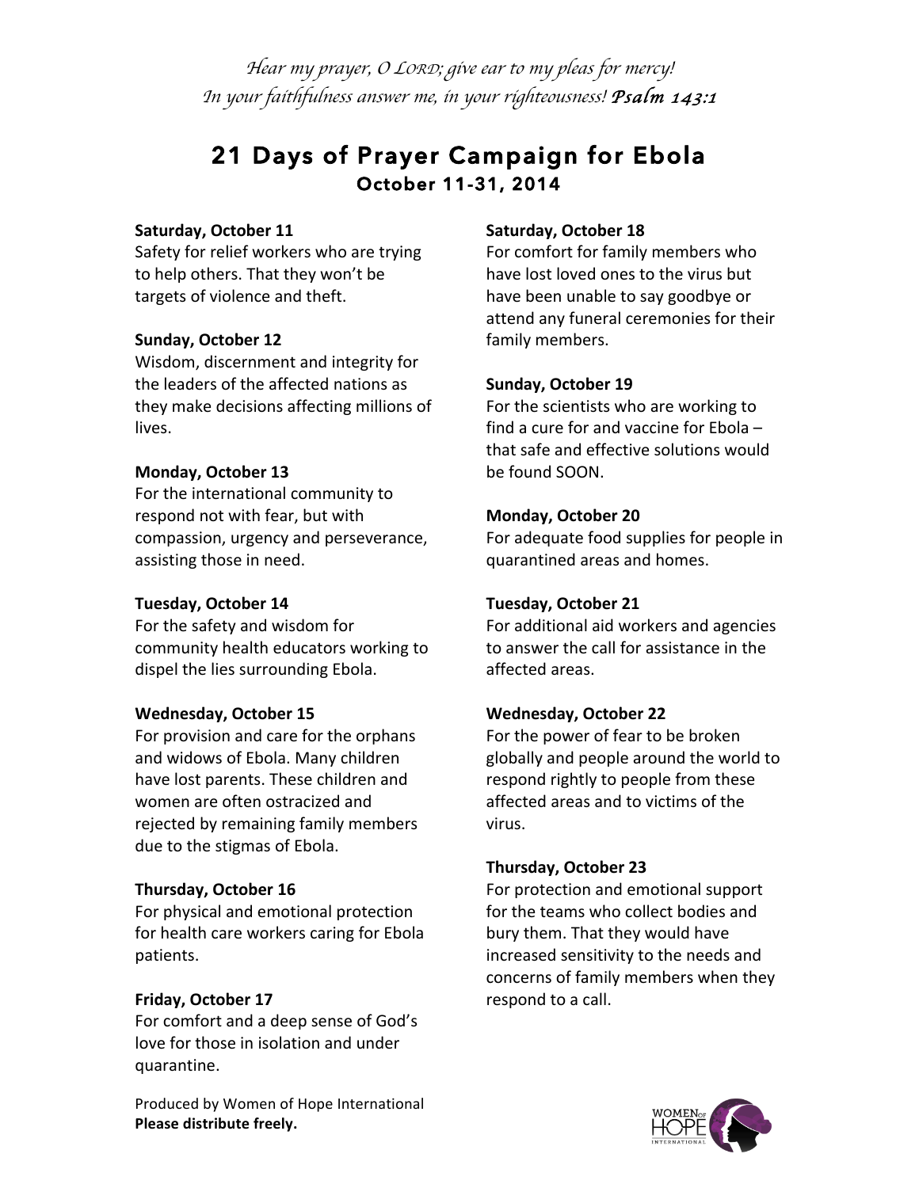*Hear my prayer, O LORD; give ear to my pleas for mercy!*
*In your faithfulness answer me, in your righteousness!* ***Psalm 143:1***

# 21 Days of Prayer Campaign for Ebola

## October 11-31, 2014

**Saturday, October 11**
Safety for relief workers who are trying to help others. That they won't be targets of violence and theft.

**Sunday, October 12**
Wisdom, discernment and integrity for the leaders of the affected nations as they make decisions affecting millions of lives.

**Monday, October 13**
For the international community to respond not with fear, but with compassion, urgency and perseverance, assisting those in need.

**Tuesday, October 14**
For the safety and wisdom for community health educators working to dispel the lies surrounding Ebola.

**Wednesday, October 15**
For provision and care for the orphans and widows of Ebola. Many children have lost parents. These children and women are often ostracized and rejected by remaining family members due to the stigmas of Ebola.

**Thursday, October 16**
For physical and emotional protection for health care workers caring for Ebola patients.

**Friday, October 17**
For comfort and a deep sense of God's love for those in isolation and under quarantine.

**Saturday, October 18**
For comfort for family members who have lost loved ones to the virus but have been unable to say goodbye or attend any funeral ceremonies for their family members.

**Sunday, October 19**
For the scientists who are working to find a cure for and vaccine for Ebola – that safe and effective solutions would be found SOON.

**Monday, October 20**
For adequate food supplies for people in quarantined areas and homes.

**Tuesday, October 21**
For additional aid workers and agencies to answer the call for assistance in the affected areas.

**Wednesday, October 22**
For the power of fear to be broken globally and people around the world to respond rightly to people from these affected areas and to victims of the virus.

**Thursday, October 23**
For protection and emotional support for the teams who collect bodies and bury them. That they would have increased sensitivity to the needs and concerns of family members when they respond to a call.

Produced by Women of Hope International
**Please distribute freely.**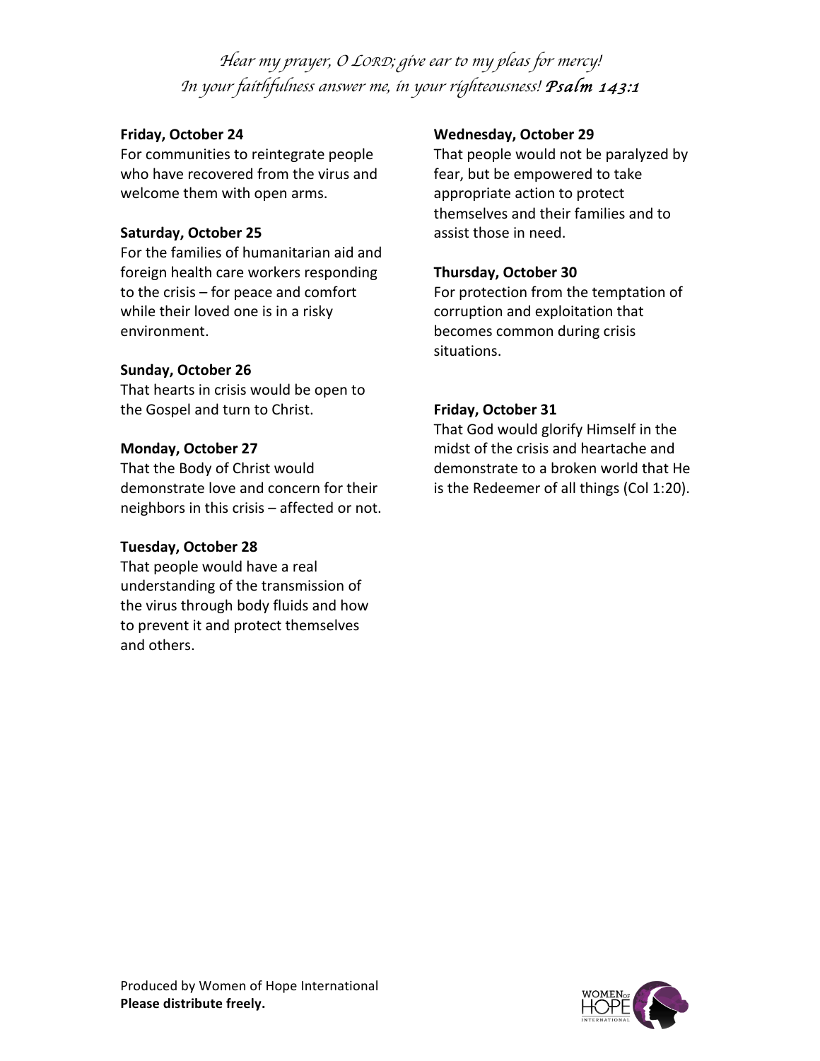*Hear my prayer, O LORD; give ear to my pleas for mercy!*
*In your faithfulness answer me, in your righteousness!* ***Psalm 143:1***

**Friday, October 24**
For communities to reintegrate people who have recovered from the virus and welcome them with open arms.

**Saturday, October 25**
For the families of humanitarian aid and foreign health care workers responding to the crisis – for peace and comfort while their loved one is in a risky environment.

**Sunday, October 26**
That hearts in crisis would be open to the Gospel and turn to Christ.

**Monday, October 27**
That the Body of Christ would demonstrate love and concern for their neighbors in this crisis – affected or not.

**Tuesday, October 28**
That people would have a real understanding of the transmission of the virus through body fluids and how to prevent it and protect themselves and others.

**Wednesday, October 29**
That people would not be paralyzed by fear, but be empowered to take appropriate action to protect themselves and their families and to assist those in need.

**Thursday, October 30**
For protection from the temptation of corruption and exploitation that becomes common during crisis situations.

**Friday, October 31**
That God would glorify Himself in the midst of the crisis and heartache and demonstrate to a broken world that He is the Redeemer of all things (Col 1:20).

Produced by Women of Hope International
**Please distribute freely.**